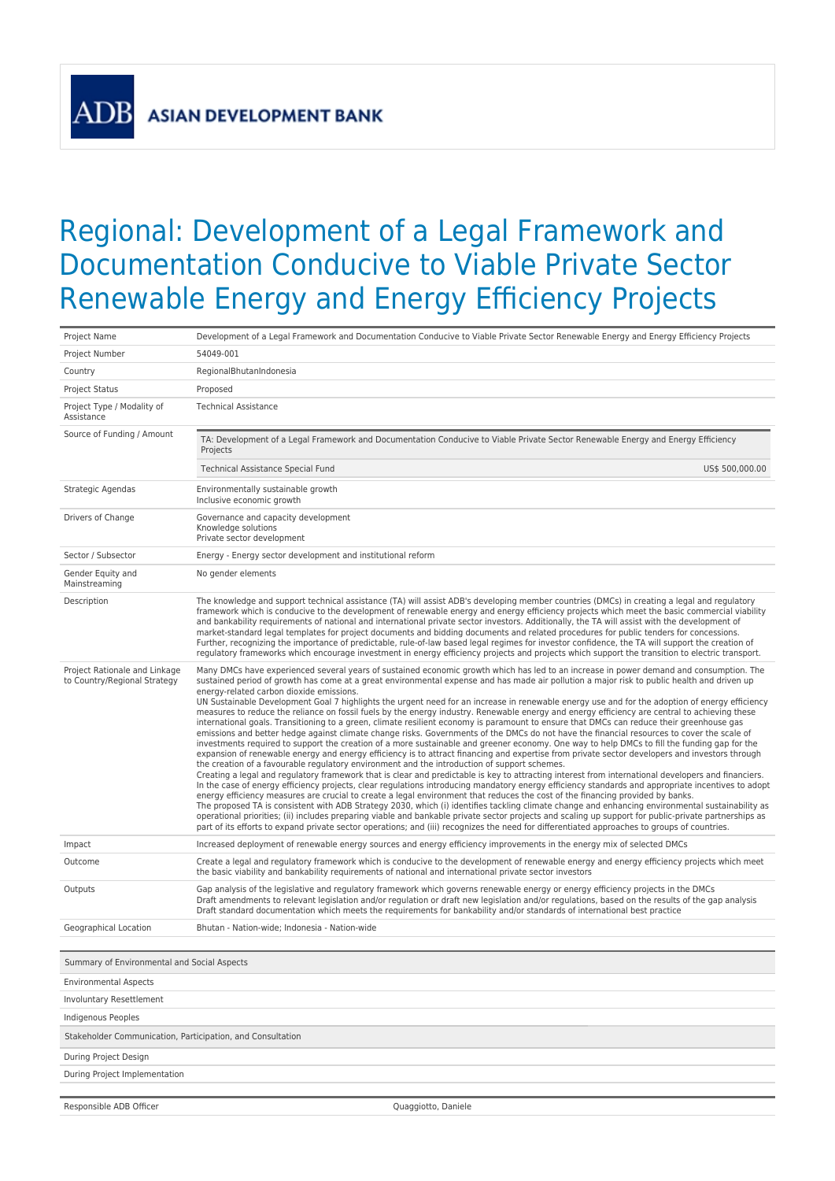ADB ASIAN DEVELOPMENT BANK

# Regional: Development of a Legal Framework and Documentation Conducive to Viable Private Sector Renewable Energy and Energy Efficiency Projects

| | |
|---|---|
| Project Name | Development of a Legal Framework and Documentation Conducive to Viable Private Sector Renewable Energy and Energy Efficiency Projects |
| Project Number | 54049-001 |
| Country | RegionalBhutanIndonesia |
| Project Status | Proposed |
| Project Type / Modality of Assistance | Technical Assistance |
| Source of Funding / Amount | TA: Development of a Legal Framework and Documentation Conducive to Viable Private Sector Renewable Energy and Energy Efficiency Projects<br>Technical Assistance Special Fund US$ 500,000.00 |
| Strategic Agendas | Environmentally sustainable growth<br>Inclusive economic growth |
| Drivers of Change | Governance and capacity development<br>Knowledge solutions<br>Private sector development |
| Sector / Subsector | Energy - Energy sector development and institutional reform |
| Gender Equity and Mainstreaming | No gender elements |
| Description | The knowledge and support technical assistance (TA) will assist ADB's developing member countries (DMCs) in creating a legal and regulatory framework which is conducive to the development of renewable energy and energy efficiency projects which meet the basic commercial viability and bankability requirements of national and international private sector investors. Additionally, the TA will assist with the development of market-standard legal templates for project documents and bidding documents and related procedures for public tenders for concessions. Further, recognizing the importance of predictable, rule-of-law based legal regimes for investor confidence, the TA will support the creation of regulatory frameworks which encourage investment in energy efficiency projects and projects which support the transition to electric transport. |
| Project Rationale and Linkage to Country/Regional Strategy | Many DMCs have experienced several years of sustained economic growth which has led to an increase in power demand and consumption. The sustained period of growth has come at a great environmental expense and has made air pollution a major risk to public health and driven up energy-related carbon dioxide emissions.<br>UN Sustainable Development Goal 7 highlights the urgent need for an increase in renewable energy use and for the adoption of energy efficiency measures to reduce the reliance on fossil fuels by the energy industry. Renewable energy and energy efficiency are central to achieving these international goals. Transitioning to a green, climate resilient economy is paramount to ensure that DMCs can reduce their greenhouse gas emissions and better hedge against climate change risks. Governments of the DMCs do not have the financial resources to cover the scale of investments required to support the creation of a more sustainable and greener economy. One way to help DMCs to fill the funding gap for the expansion of renewable energy and energy efficiency is to attract financing and expertise from private sector developers and investors through the creation of a favourable regulatory environment and the introduction of support schemes.<br>Creating a legal and regulatory framework that is clear and predictable is key to attracting interest from international developers and financiers. In the case of energy efficiency projects, clear regulations introducing mandatory energy efficiency standards and appropriate incentives to adopt energy efficiency measures are crucial to create a legal environment that reduces the cost of the financing provided by banks.<br>The proposed TA is consistent with ADB Strategy 2030, which (i) identifies tackling climate change and enhancing environmental sustainability as operational priorities; (ii) includes preparing viable and bankable private sector projects and scaling up support for public-private partnerships as part of its efforts to expand private sector operations; and (iii) recognizes the need for differentiated approaches to groups of countries. |
| Impact | Increased deployment of renewable energy sources and energy efficiency improvements in the energy mix of selected DMCs |
| Outcome | Create a legal and regulatory framework which is conducive to the development of renewable energy and energy efficiency projects which meet the basic viability and bankability requirements of national and international private sector investors |
| Outputs | Gap analysis of the legislative and regulatory framework which governs renewable energy or energy efficiency projects in the DMCs<br>Draft amendments to relevant legislation and/or regulation or draft new legislation and/or regulations, based on the results of the gap analysis<br>Draft standard documentation which meets the requirements for bankability and/or standards of international best practice |
| Geographical Location | Bhutan - Nation-wide; Indonesia - Nation-wide |

| Summary of Environmental and Social Aspects |
|---|
| Environmental Aspects |
| Involuntary Resettlement |
| Indigenous Peoples |
| **Stakeholder Communication, Participation, and Consultation** |
| During Project Design |
| During Project Implementation |

| | |
|---|---|
| Responsible ADB Officer | Quaggiotto, Daniele |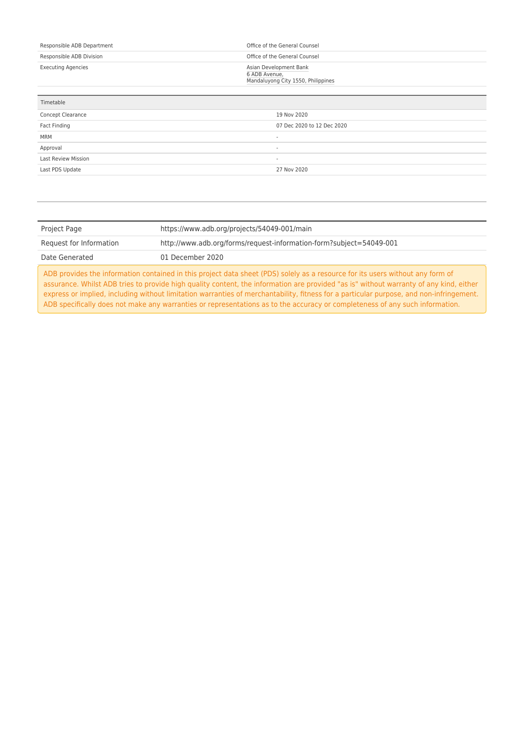| | |
|---|---|
| Responsible ADB Department | Office of the General Counsel |
| Responsible ADB Division | Office of the General Counsel |
| Executing Agencies | Asian Development Bank<br>6 ADB Avenue,<br>Mandaluyong City 1550, Philippines |

| Timetable | |
|---|---|
| Concept Clearance | 19 Nov 2020 |
| Fact Finding | 07 Dec 2020 to 12 Dec 2020 |
| MRM | - |
| Approval | - |
| Last Review Mission | - |
| Last PDS Update | 27 Nov 2020 |

| | |
|---|---|
| Project Page | https://www.adb.org/projects/54049-001/main |
| Request for Information | http://www.adb.org/forms/request-information-form?subject=54049-001 |
| Date Generated | 01 December 2020 |

ADB provides the information contained in this project data sheet (PDS) solely as a resource for its users without any form of assurance. Whilst ADB tries to provide high quality content, the information are provided "as is" without warranty of any kind, either express or implied, including without limitation warranties of merchantability, fitness for a particular purpose, and non-infringement. ADB specifically does not make any warranties or representations as to the accuracy or completeness of any such information.